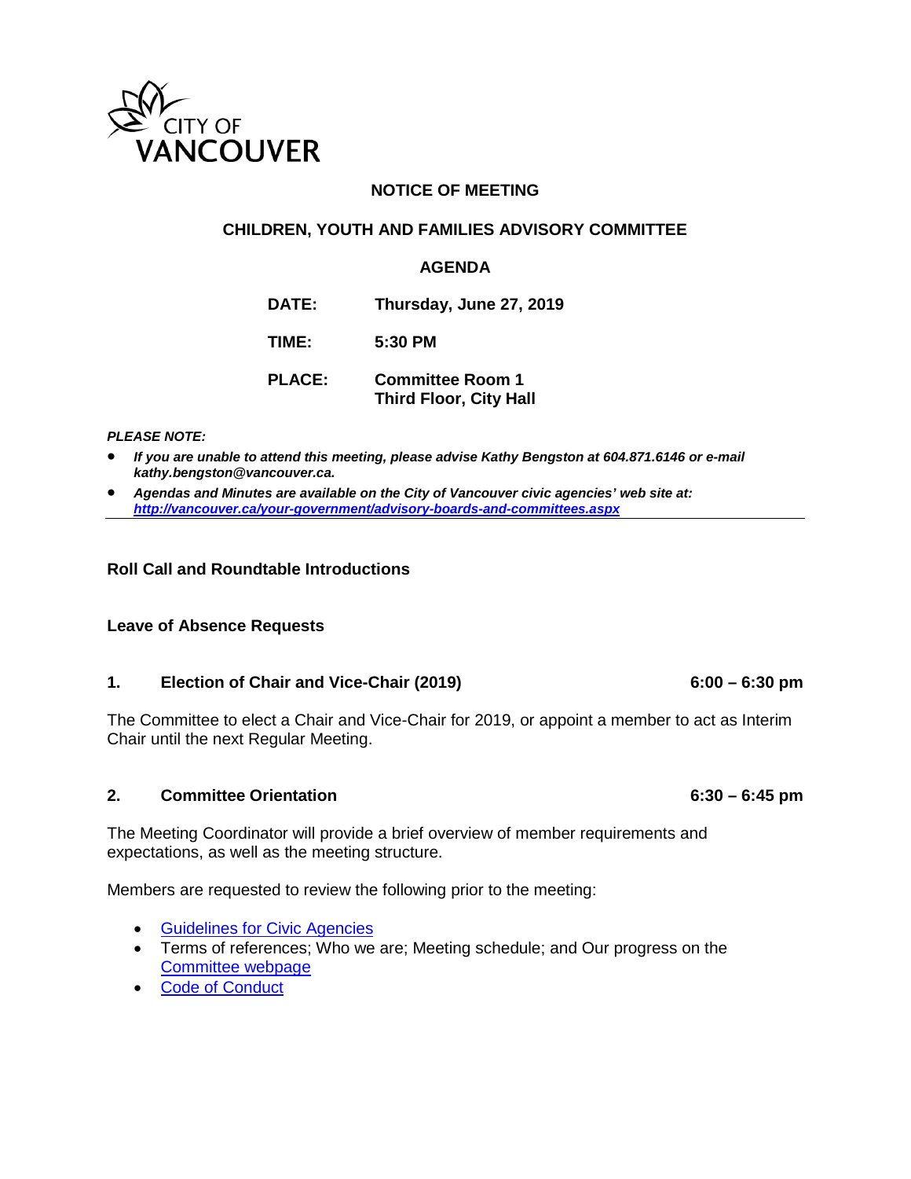CITY OF VANCOUVER

## NOTICE OF MEETING

## CHILDREN, YOUTH AND FAMILIES ADVISORY COMMITTEE

## AGENDA

**DATE:** Thursday, June 27, 2019

**TIME:** 5:30 PM

**PLACE:** Committee Room 1
Third Floor, City Hall

***PLEASE NOTE:***

- ***If you are unable to attend this meeting, please advise Kathy Bengston at 604.871.6146 or e-mail kathy.bengston@vancouver.ca.***
- ***Agendas and Minutes are available on the City of Vancouver civic agencies' web site at: http://vancouver.ca/your-government/advisory-boards-and-committees.aspx***

---

**Roll Call and Roundtable Introductions**

**Leave of Absence Requests**

**1. Election of Chair and Vice-Chair (2019)** **6:00 – 6:30 pm**

The Committee to elect a Chair and Vice-Chair for 2019, or appoint a member to act as Interim Chair until the next Regular Meeting.

**2. Committee Orientation** **6:30 – 6:45 pm**

The Meeting Coordinator will provide a brief overview of member requirements and expectations, as well as the meeting structure.

Members are requested to review the following prior to the meeting:

- Guidelines for Civic Agencies
- Terms of references; Who we are; Meeting schedule; and Our progress on the Committee webpage
- Code of Conduct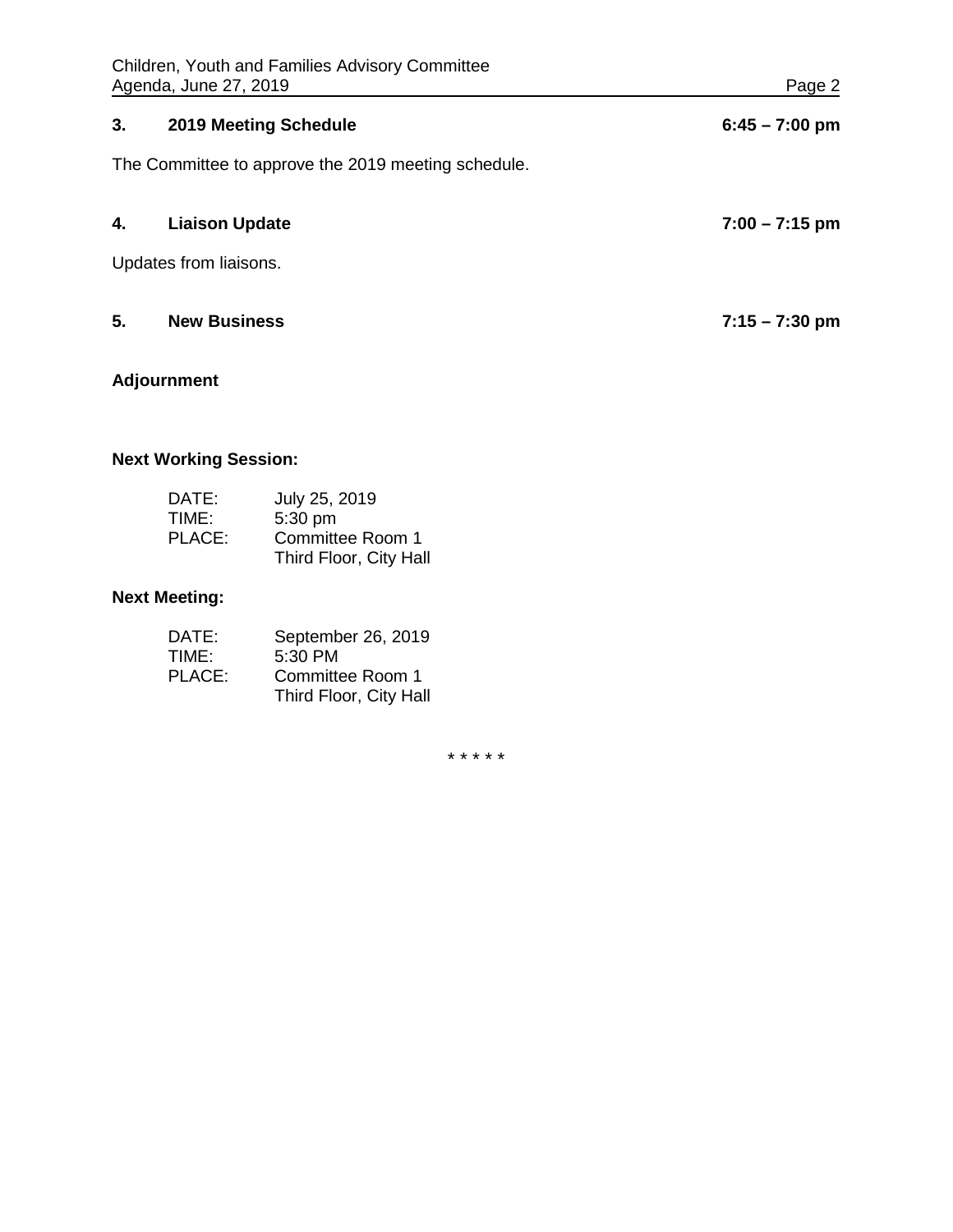## 3. 2019 Meeting Schedule **6:45 – 7:00 pm**

The Committee to approve the 2019 meeting schedule.

## 4. Liaison Update **7:00 – 7:15 pm**

Updates from liaisons.

## 5. New Business **7:15 – 7:30 pm**

## Adjournment

**Next Working Session:**

DATE: July 25, 2019
TIME: 5:30 pm
PLACE: Committee Room 1
Third Floor, City Hall

**Next Meeting:**

DATE: September 26, 2019
TIME: 5:30 PM
PLACE: Committee Room 1
Third Floor, City Hall

* * * * *